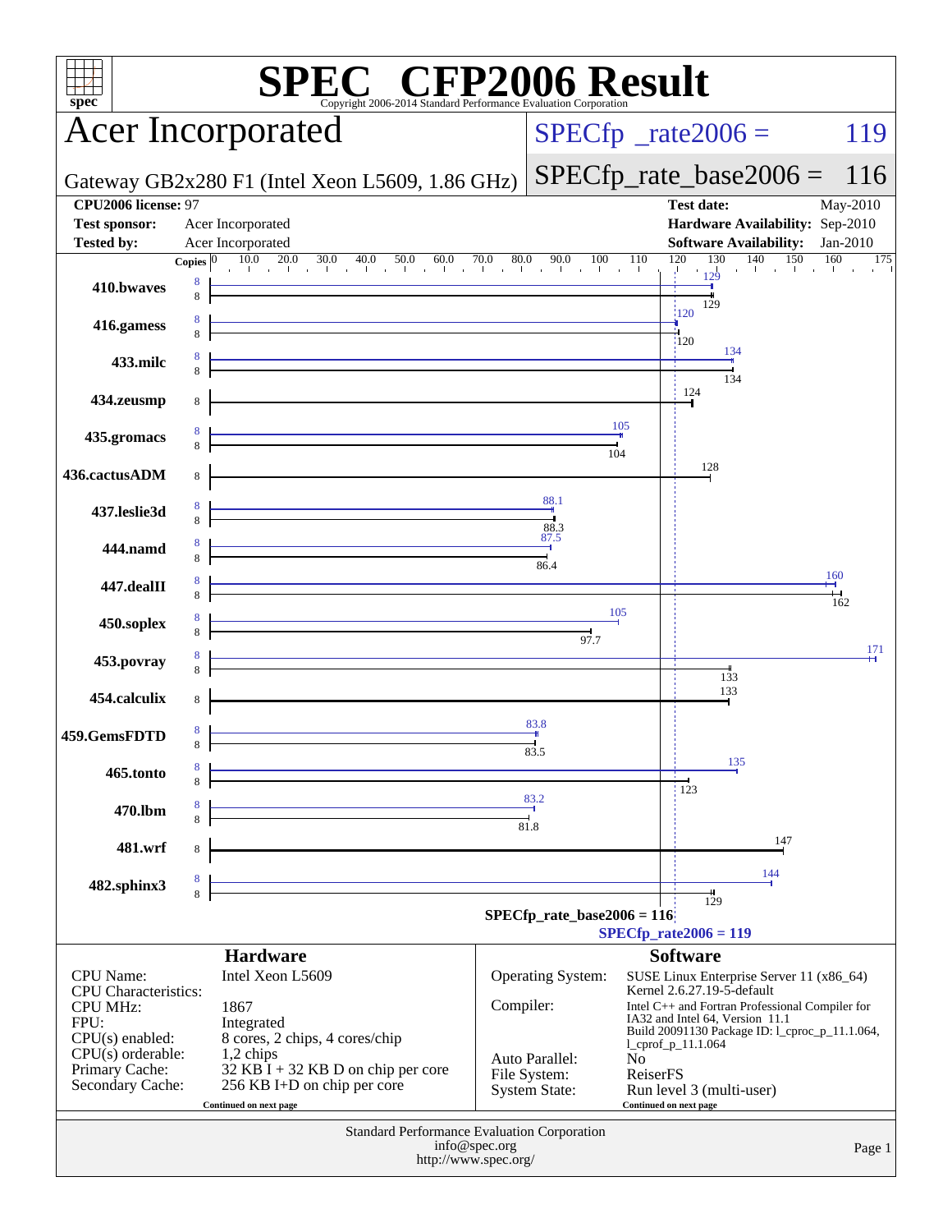# SPEC CFP2006 Result

Copyright 2006-2014 Standard Performance Evaluation Corporation

## Acer Incorporated

Gateway GB2x280 F1 (Intel Xeon L5609, 1.86 GHz)

SPECfp_rate2006 = 119

SPECfp_rate_base2006 = 116

| | | | |
|---|---|---|---|
| **CPU2006 license:** 97 | | **Test date:** | May-2010 |
| **Test sponsor:** | Acer Incorporated | **Hardware Availability:** | Sep-2010 |
| **Tested by:** | Acer Incorporated | **Software Availability:** | Jan-2010 |

| Benchmark | Copies | Peak | Base |
|---|---|---|---|
| 410.bwaves | 8 | 129 | 129 |
| 416.gamess | 8 | 120 | 120 |
| 433.milc | 8 | 134 | 134 |
| 434.zeusmp | 8 | | 124 |
| 435.gromacs | 8 | 105 | 104 |
| 436.cactusADM | 8 | | 128 |
| 437.leslie3d | 8 | 88.1 | 88.3 |
| 444.namd | 8 | 87.5 | 86.4 |
| 447.dealII | 8 | 160 | 162 |
| 450.soplex | 8 | 105 | 97.7 |
| 453.povray | 8 | 171 | 133 |
| 454.calculix | 8 | | 133 |
| 459.GemsFDTD | 8 | 83.8 | 83.5 |
| 465.tonto | 8 | 135 | 123 |
| 470.lbm | 8 | 83.2 | 81.8 |
| 481.wrf | 8 | | 147 |
| 482.sphinx3 | 8 | 144 | 129 |

SPECfp_rate_base2006 = 116

SPECfp_rate2006 = 119

### Hardware

| | |
|---|---|
| CPU Name: | Intel Xeon L5609 |
| CPU Characteristics: | |
| CPU MHz: | 1867 |
| FPU: | Integrated |
| CPU(s) enabled: | 8 cores, 2 chips, 4 cores/chip |
| CPU(s) orderable: | 1,2 chips |
| Primary Cache: | 32 KB I + 32 KB D on chip per core |
| Secondary Cache: | 256 KB I+D on chip per core |

Continued on next page

### Software

| | |
|---|---|
| Operating System: | SUSE Linux Enterprise Server 11 (x86_64) Kernel 2.6.27.19-5-default |
| Compiler: | Intel C++ and Fortran Professional Compiler for IA32 and Intel 64, Version 11.1 Build 20091130 Package ID: l_cproc_p_11.1.064, l_cprof_p_11.1.064 |
| Auto Parallel: | No |
| File System: | ReiserFS |
| System State: | Run level 3 (multi-user) |

Continued on next page

Standard Performance Evaluation Corporation
info@spec.org
http://www.spec.org/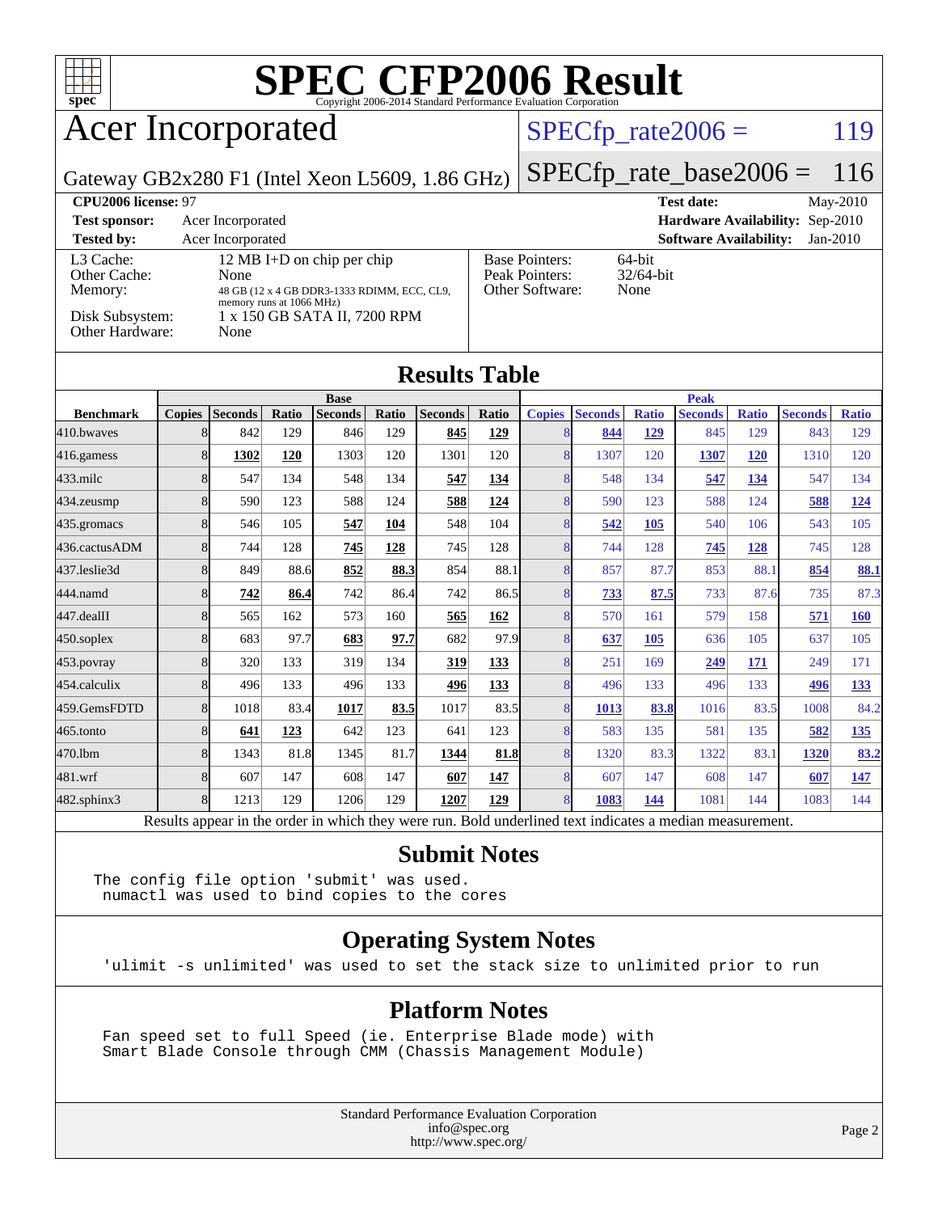# SPEC CFP2006 Result

Copyright 2006-2014 Standard Performance Evaluation Corporation

## Acer Incorporated

Gateway GB2x280 F1 (Intel Xeon L5609, 1.86 GHz)

SPECfp_rate2006 = 119

SPECfp_rate_base2006 = 116

| | | | |
|---|---|---|---|
| **CPU2006 license:** | 97 | **Test date:** | May-2010 |
| **Test sponsor:** | Acer Incorporated | **Hardware Availability:** | Sep-2010 |
| **Tested by:** | Acer Incorporated | **Software Availability:** | Jan-2010 |

| | | | |
|---|---|---|---|
| L3 Cache: | 12 MB I+D on chip per chip | Base Pointers: | 64-bit |
| Other Cache: | None | Peak Pointers: | 32/64-bit |
| Memory: | 48 GB (12 x 4 GB DDR3-1333 RDIMM, ECC, CL9, memory runs at 1066 MHz) | Other Software: | None |
| Disk Subsystem: | 1 x 150 GB SATA II, 7200 RPM | | |
| Other Hardware: | None | | |

## Results Table

| Benchmark | Base | | | | | | | Peak | | | | | | |
|---|---|---|---|---|---|---|---|---|---|---|---|---|---|---|
| | Copies | Seconds | Ratio | Seconds | Ratio | Seconds | Ratio | Copies | Seconds | Ratio | Seconds | Ratio | Seconds | Ratio |
| 410.bwaves | 8 | 842 | 129 | 846 | 129 | **845** | **129** | 8 | **844** | **129** | 845 | 129 | 843 | 129 |
| 416.gamess | 8 | **1302** | **120** | 1303 | 120 | 1301 | 120 | 8 | 1307 | 120 | **1307** | **120** | 1310 | 120 |
| 433.milc | 8 | 547 | 134 | 548 | 134 | **547** | **134** | 8 | 548 | 134 | **547** | **134** | 547 | 134 |
| 434.zeusmp | 8 | 590 | 123 | 588 | 124 | **588** | **124** | 8 | 590 | 123 | 588 | 124 | **588** | **124** |
| 435.gromacs | 8 | 546 | 105 | **547** | **104** | 548 | 104 | 8 | **542** | **105** | 540 | 106 | 543 | 105 |
| 436.cactusADM | 8 | 744 | 128 | **745** | **128** | 745 | 128 | 8 | 744 | 128 | **745** | **128** | 745 | 128 |
| 437.leslie3d | 8 | 849 | 88.6 | **852** | **88.3** | 854 | 88.1 | 8 | 857 | 87.7 | 853 | 88.1 | **854** | **88.1** |
| 444.namd | 8 | **742** | **86.4** | 742 | 86.4 | 742 | 86.5 | 8 | **733** | **87.5** | 733 | 87.6 | 735 | 87.3 |
| 447.dealII | 8 | 565 | 162 | 573 | 160 | **565** | **162** | 8 | 570 | 161 | 579 | 158 | **571** | **160** |
| 450.soplex | 8 | 683 | 97.7 | **683** | **97.7** | 682 | 97.9 | 8 | **637** | **105** | 636 | 105 | 637 | 105 |
| 453.povray | 8 | 320 | 133 | 319 | 134 | **319** | **133** | 8 | 251 | 169 | **249** | **171** | 249 | 171 |
| 454.calculix | 8 | 496 | 133 | 496 | 133 | **496** | **133** | 8 | 496 | 133 | 496 | 133 | **496** | **133** |
| 459.GemsFDTD | 8 | 1018 | 83.4 | **1017** | **83.5** | 1017 | 83.5 | 8 | **1013** | **83.8** | 1016 | 83.5 | 1008 | 84.2 |
| 465.tonto | 8 | **641** | **123** | 642 | 123 | 641 | 123 | 8 | 583 | 135 | 581 | 135 | **582** | **135** |
| 470.lbm | 8 | 1343 | 81.8 | 1345 | 81.7 | **1344** | **81.8** | 8 | 1320 | 83.3 | 1322 | 83.1 | **1320** | **83.2** |
| 481.wrf | 8 | 607 | 147 | 608 | 147 | **607** | **147** | 8 | 607 | 147 | 608 | 147 | **607** | **147** |
| 482.sphinx3 | 8 | 1213 | 129 | 1206 | 129 | **1207** | **129** | 8 | **1083** | **144** | 1081 | 144 | 1083 | 144 |

Results appear in the order in which they were run. Bold underlined text indicates a median measurement.

## Submit Notes

```
The config file option 'submit' was used.
 numactl was used to bind copies to the cores
```

## Operating System Notes

```
'ulimit -s unlimited' was used to set the stack size to unlimited prior to run
```

## Platform Notes

```
Fan speed set to full Speed (ie. Enterprise Blade mode) with
Smart Blade Console through CMM (Chassis Management Module)
```

Standard Performance Evaluation Corporation
info@spec.org
http://www.spec.org/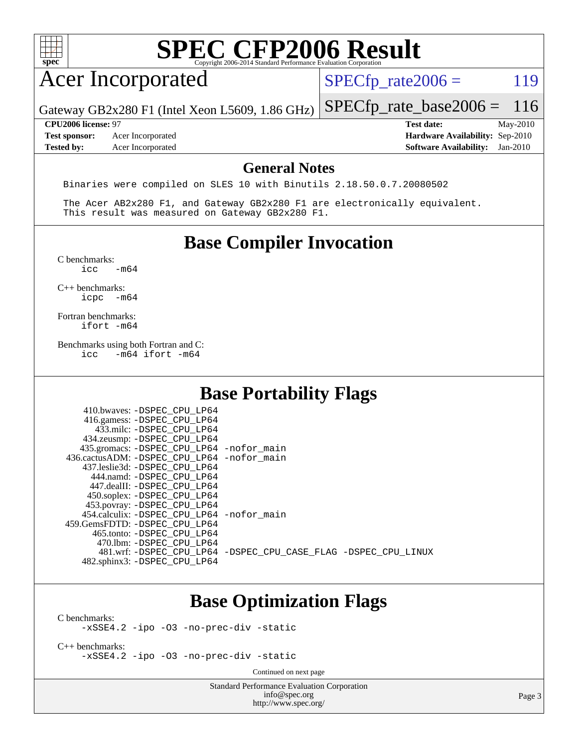# SPEC CFP2006 Result

Copyright 2006-2014 Standard Performance Evaluation Corporation

## Acer Incorporated

Gateway GB2x280 F1 (Intel Xeon L5609, 1.86 GHz)

SPECfp_rate2006 = 119

SPECfp_rate_base2006 = 116

| | | | |
|---|---|---|---|
| **CPU2006 license:** 97 | | **Test date:** | May-2010 |
| **Test sponsor:** | Acer Incorporated | **Hardware Availability:** | Sep-2010 |
| **Tested by:** | Acer Incorporated | **Software Availability:** | Jan-2010 |

## General Notes

```
Binaries were compiled on SLES 10 with Binutils 2.18.50.0.7.20080502

The Acer AB2x280 F1, and Gateway GB2x280 F1 are electronically equivalent.
This result was measured on Gateway GB2x280 F1.
```

## Base Compiler Invocation

C benchmarks:
```
icc   -m64
```

C++ benchmarks:
```
icpc  -m64
```

Fortran benchmarks:
```
ifort -m64
```

Benchmarks using both Fortran and C:
```
icc   -m64 ifort -m64
```

## Base Portability Flags

```
    410.bwaves: -DSPEC_CPU_LP64
    416.gamess: -DSPEC_CPU_LP64
      433.milc: -DSPEC_CPU_LP64
    434.zeusmp: -DSPEC_CPU_LP64
   435.gromacs: -DSPEC_CPU_LP64 -nofor_main
 436.cactusADM: -DSPEC_CPU_LP64 -nofor_main
   437.leslie3d: -DSPEC_CPU_LP64
      444.namd: -DSPEC_CPU_LP64
    447.dealII: -DSPEC_CPU_LP64
    450.soplex: -DSPEC_CPU_LP64
    453.povray: -DSPEC_CPU_LP64
  454.calculix: -DSPEC_CPU_LP64 -nofor_main
 459.GemsFDTD: -DSPEC_CPU_LP64
     465.tonto: -DSPEC_CPU_LP64
       470.lbm: -DSPEC_CPU_LP64
       481.wrf: -DSPEC_CPU_LP64 -DSPEC_CPU_CASE_FLAG -DSPEC_CPU_LINUX
   482.sphinx3: -DSPEC_CPU_LP64
```

## Base Optimization Flags

C benchmarks:
```
-xSSE4.2 -ipo -O3 -no-prec-div -static
```

C++ benchmarks:
```
-xSSE4.2 -ipo -O3 -no-prec-div -static
```

Continued on next page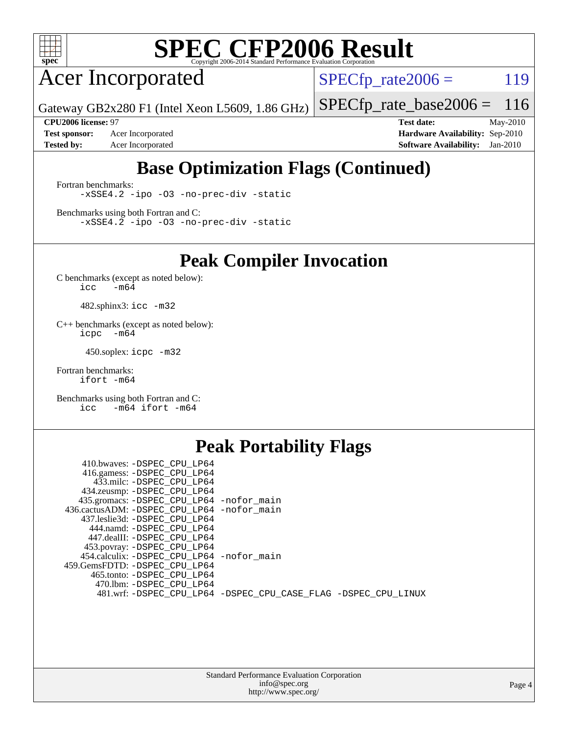# SPEC CFP2006 Result

Copyright 2006-2014 Standard Performance Evaluation Corporation

## Acer Incorporated

Gateway GB2x280 F1 (Intel Xeon L5609, 1.86 GHz)

SPECfp_rate2006 = 119

SPECfp_rate_base2006 = 116

| | | | |
|---|---|---|---|
| **CPU2006 license:** | 97 | **Test date:** | May-2010 |
| **Test sponsor:** | Acer Incorporated | **Hardware Availability:** | Sep-2010 |
| **Tested by:** | Acer Incorporated | **Software Availability:** | Jan-2010 |

## Base Optimization Flags (Continued)

Fortran benchmarks:

```
-xSSE4.2 -ipo -O3 -no-prec-div -static
```

Benchmarks using both Fortran and C:

```
-xSSE4.2 -ipo -O3 -no-prec-div -static
```

## Peak Compiler Invocation

C benchmarks (except as noted below):

```
icc   -m64
```

482.sphinx3: `icc -m32`

C++ benchmarks (except as noted below):

```
icpc  -m64
```

450.soplex: `icpc -m32`

Fortran benchmarks:

```
ifort -m64
```

Benchmarks using both Fortran and C:

```
icc   -m64 ifort -m64
```

## Peak Portability Flags

410.bwaves: `-DSPEC_CPU_LP64`
416.gamess: `-DSPEC_CPU_LP64`
433.milc: `-DSPEC_CPU_LP64`
434.zeusmp: `-DSPEC_CPU_LP64`
435.gromacs: `-DSPEC_CPU_LP64 -nofor_main`
436.cactusADM: `-DSPEC_CPU_LP64 -nofor_main`
437.leslie3d: `-DSPEC_CPU_LP64`
444.namd: `-DSPEC_CPU_LP64`
447.dealII: `-DSPEC_CPU_LP64`
453.povray: `-DSPEC_CPU_LP64`
454.calculix: `-DSPEC_CPU_LP64 -nofor_main`
459.GemsFDTD: `-DSPEC_CPU_LP64`
465.tonto: `-DSPEC_CPU_LP64`
470.lbm: `-DSPEC_CPU_LP64`
481.wrf: `-DSPEC_CPU_LP64 -DSPEC_CPU_CASE_FLAG -DSPEC_CPU_LINUX`

Standard Performance Evaluation Corporation
info@spec.org
http://www.spec.org/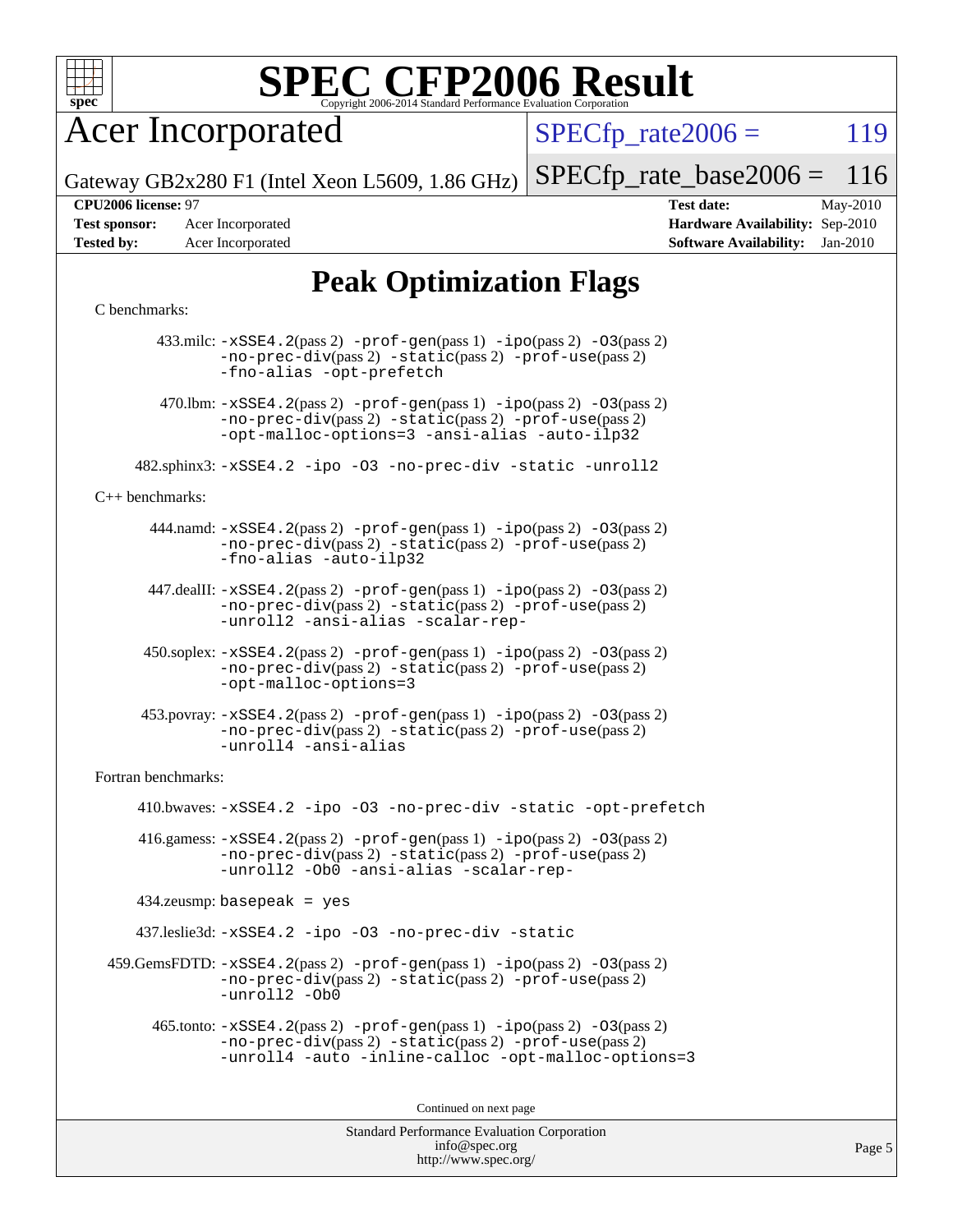# SPEC CFP2006 Result

Copyright 2006-2014 Standard Performance Evaluation Corporation

**Acer Incorporated**

Gateway GB2x280 F1 (Intel Xeon L5609, 1.86 GHz)

SPECfp_rate2006 = 119

SPECfp_rate_base2006 = 116

**CPU2006 license:** 97
**Test sponsor:** Acer Incorporated
**Tested by:** Acer Incorporated

**Test date:** May-2010
**Hardware Availability:** Sep-2010
**Software Availability:** Jan-2010

## Peak Optimization Flags

C benchmarks:

433.milc: -xSSE4.2(pass 2) -prof-gen(pass 1) -ipo(pass 2) -O3(pass 2) -no-prec-div(pass 2) -static(pass 2) -prof-use(pass 2) -fno-alias -opt-prefetch

470.lbm: -xSSE4.2(pass 2) -prof-gen(pass 1) -ipo(pass 2) -O3(pass 2) -no-prec-div(pass 2) -static(pass 2) -prof-use(pass 2) -opt-malloc-options=3 -ansi-alias -auto-ilp32

482.sphinx3: -xSSE4.2 -ipo -O3 -no-prec-div -static -unroll2

C++ benchmarks:

444.namd: -xSSE4.2(pass 2) -prof-gen(pass 1) -ipo(pass 2) -O3(pass 2) -no-prec-div(pass 2) -static(pass 2) -prof-use(pass 2) -fno-alias -auto-ilp32

447.dealII: -xSSE4.2(pass 2) -prof-gen(pass 1) -ipo(pass 2) -O3(pass 2) -no-prec-div(pass 2) -static(pass 2) -prof-use(pass 2) -unroll2 -ansi-alias -scalar-rep-

450.soplex: -xSSE4.2(pass 2) -prof-gen(pass 1) -ipo(pass 2) -O3(pass 2) -no-prec-div(pass 2) -static(pass 2) -prof-use(pass 2) -opt-malloc-options=3

453.povray: -xSSE4.2(pass 2) -prof-gen(pass 1) -ipo(pass 2) -O3(pass 2) -no-prec-div(pass 2) -static(pass 2) -prof-use(pass 2) -unroll4 -ansi-alias

Fortran benchmarks:

410.bwaves: -xSSE4.2 -ipo -O3 -no-prec-div -static -opt-prefetch

416.gamess: -xSSE4.2(pass 2) -prof-gen(pass 1) -ipo(pass 2) -O3(pass 2) -no-prec-div(pass 2) -static(pass 2) -prof-use(pass 2) -unroll2 -Ob0 -ansi-alias -scalar-rep-

434.zeusmp: basepeak = yes

437.leslie3d: -xSSE4.2 -ipo -O3 -no-prec-div -static

459.GemsFDTD: -xSSE4.2(pass 2) -prof-gen(pass 1) -ipo(pass 2) -O3(pass 2) -no-prec-div(pass 2) -static(pass 2) -prof-use(pass 2) -unroll2 -Ob0

465.tonto: -xSSE4.2(pass 2) -prof-gen(pass 1) -ipo(pass 2) -O3(pass 2) -no-prec-div(pass 2) -static(pass 2) -prof-use(pass 2) -unroll4 -auto -inline-calloc -opt-malloc-options=3

Continued on next page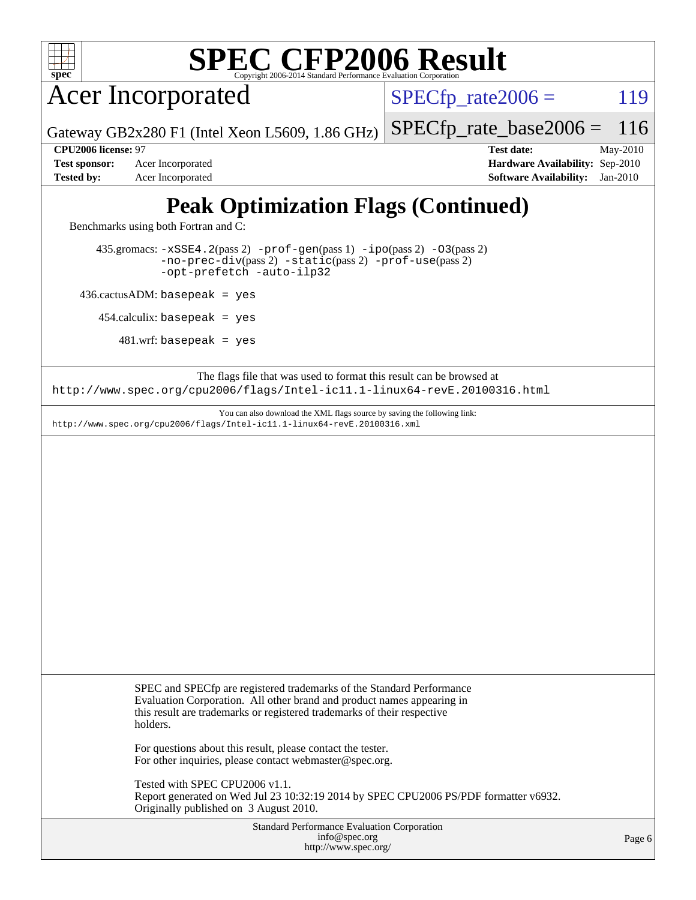# SPEC CFP2006 Result

Copyright 2006-2014 Standard Performance Evaluation Corporation

## Acer Incorporated

Gateway GB2x280 F1 (Intel Xeon L5609, 1.86 GHz)

SPECfp_rate2006 = 119

SPECfp_rate_base2006 = 116

| | | | |
|---|---|---|---|
| **CPU2006 license:** 97 | | **Test date:** | May-2010 |
| **Test sponsor:** | Acer Incorporated | **Hardware Availability:** | Sep-2010 |
| **Tested by:** | Acer Incorporated | **Software Availability:** | Jan-2010 |

## Peak Optimization Flags (Continued)

Benchmarks using both Fortran and C:

435.gromacs: `-xSSE4.2`(pass 2) `-prof-gen`(pass 1) `-ipo`(pass 2) `-O3`(pass 2) `-no-prec-div`(pass 2) `-static`(pass 2) `-prof-use`(pass 2) `-opt-prefetch` `-auto-ilp32`

436.cactusADM: `basepeak = yes`

454.calculix: `basepeak = yes`

481.wrf: `basepeak = yes`

The flags file that was used to format this result can be browsed at
`http://www.spec.org/cpu2006/flags/Intel-ic11.1-linux64-revE.20100316.html`

You can also download the XML flags source by saving the following link:
`http://www.spec.org/cpu2006/flags/Intel-ic11.1-linux64-revE.20100316.xml`

SPEC and SPECfp are registered trademarks of the Standard Performance Evaluation Corporation. All other brand and product names appearing in this result are trademarks or registered trademarks of their respective holders.

For questions about this result, please contact the tester.
For other inquiries, please contact webmaster@spec.org.

Tested with SPEC CPU2006 v1.1.
Report generated on Wed Jul 23 10:32:19 2014 by SPEC CPU2006 PS/PDF formatter v6932.
Originally published on 3 August 2010.

Standard Performance Evaluation Corporation
info@spec.org
http://www.spec.org/